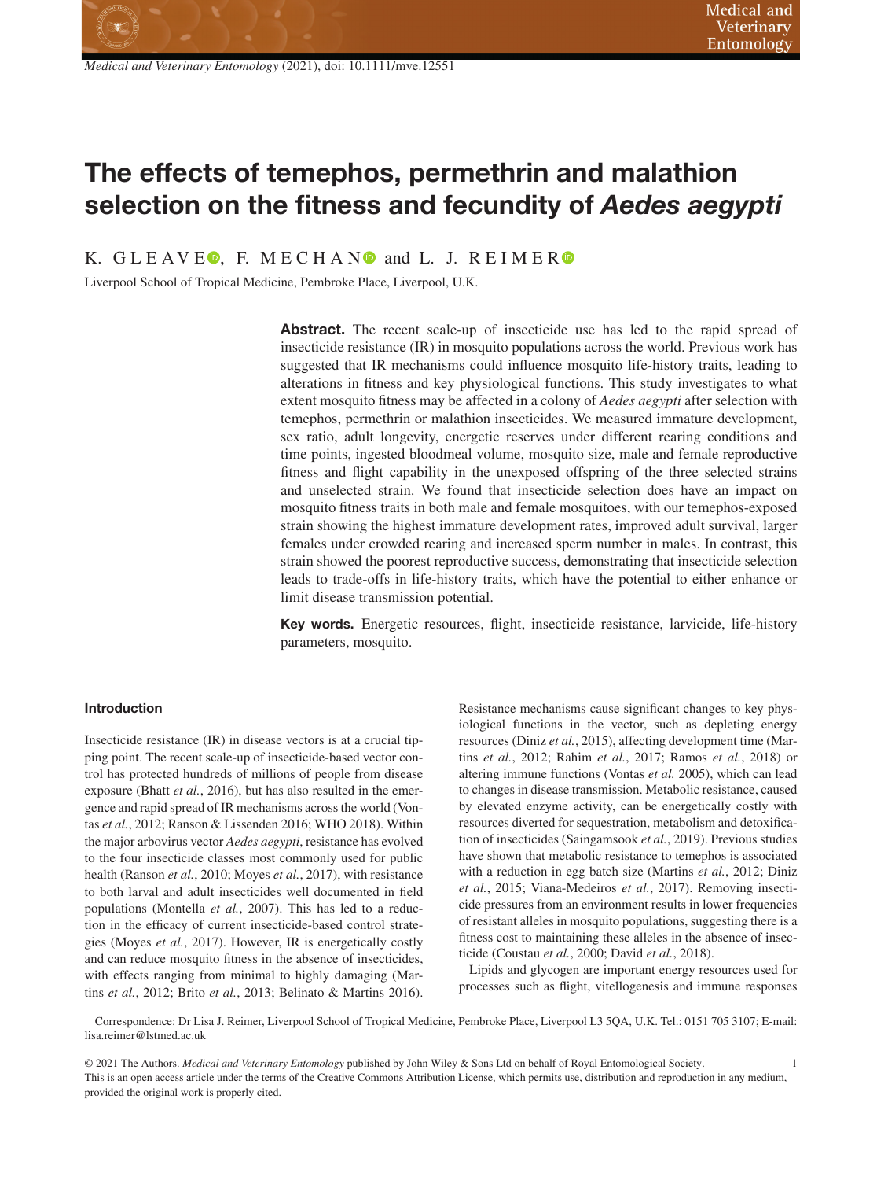# The effects of temephos, permethrin and malathion selection on the fitness and fecundity of *Aedes aegypti*

K. GLEAVE, F. MECHAN and L. J. REIMER

Liverpool School of Tropical Medicine, Pembroke Place, Liverpool, U.K.

**Abstract.** The recent scale-up of insecticide use has led to the rapid spread of insecticide resistance (IR) in mosquito populations across the world. Previous work has suggested that IR mechanisms could influence mosquito life-history traits, leading to alterations in fitness and key physiological functions. This study investigates to what extent mosquito fitness may be affected in a colony of *Aedes aegypti* after selection with temephos, permethrin or malathion insecticides. We measured immature development, sex ratio, adult longevity, energetic reserves under different rearing conditions and time points, ingested bloodmeal volume, mosquito size, male and female reproductive fitness and flight capability in the unexposed offspring of the three selected strains and unselected strain. We found that insecticide selection does have an impact on mosquito fitness traits in both male and female mosquitoes, with our temephos-exposed strain showing the highest immature development rates, improved adult survival, larger females under crowded rearing and increased sperm number in males. In contrast, this strain showed the poorest reproductive success, demonstrating that insecticide selection leads to trade-offs in life-history traits, which have the potential to either enhance or limit disease transmission potential.

**Key words.** Energetic resources, flight, insecticide resistance, larvicide, life-history parameters, mosquito.

## Introduction

Insecticide resistance (IR) in disease vectors is at a crucial tipping point. The recent scale-up of insecticide-based vector control has protected hundreds of millions of people from disease exposure (Bhatt *et al.*, 2016), but has also resulted in the emergence and rapid spread of IR mechanisms across the world (Vontas *et al.*, 2012; Ranson & Lissenden 2016; WHO 2018). Within the major arbovirus vector *Aedes aegypti*, resistance has evolved to the four insecticide classes most commonly used for public health (Ranson *et al.*, 2010; Moyes *et al.*, 2017), with resistance to both larval and adult insecticides well documented in field populations (Montella *et al.*, 2007). This has led to a reduction in the efficacy of current insecticide-based control strategies (Moyes *et al.*, 2017). However, IR is energetically costly and can reduce mosquito fitness in the absence of insecticides, with effects ranging from minimal to highly damaging (Martins *et al.*, 2012; Brito *et al.*, 2013; Belinato & Martins 2016). Resistance mechanisms cause significant changes to key physiological functions in the vector, such as depleting energy resources (Diniz *et al.*, 2015), affecting development time (Martins *et al.*, 2012; Rahim *et al.*, 2017; Ramos *et al.*, 2018) or altering immune functions (Vontas *et al.* 2005), which can lead to changes in disease transmission. Metabolic resistance, caused by elevated enzyme activity, can be energetically costly with resources diverted for sequestration, metabolism and detoxification of insecticides (Saingamsook *et al.*, 2019). Previous studies have shown that metabolic resistance to temephos is associated with a reduction in egg batch size (Martins *et al.*, 2012; Diniz *et al.*, 2015; Viana-Medeiros *et al.*, 2017). Removing insecticide pressures from an environment results in lower frequencies of resistant alleles in mosquito populations, suggesting there is a fitness cost to maintaining these alleles in the absence of insecticide (Coustau *et al.*, 2000; David *et al.*, 2018).

Lipids and glycogen are important energy resources used for processes such as flight, vitellogenesis and immune responses

Correspondence: Dr Lisa J. Reimer, Liverpool School of Tropical Medicine, Pembroke Place, Liverpool L3 5QA, U.K. Tel.: 0151 705 3107; E-mail: lisa.reimer@lstmed.ac.uk

© 2021 The Authors. *Medical and Veterinary Entomology* published by John Wiley & Sons Ltd on behalf of Royal Entomological Society.
This is an open access article under the terms of the Creative Commons Attribution License, which permits use, distribution and reproduction in any medium, provided the original work is properly cited.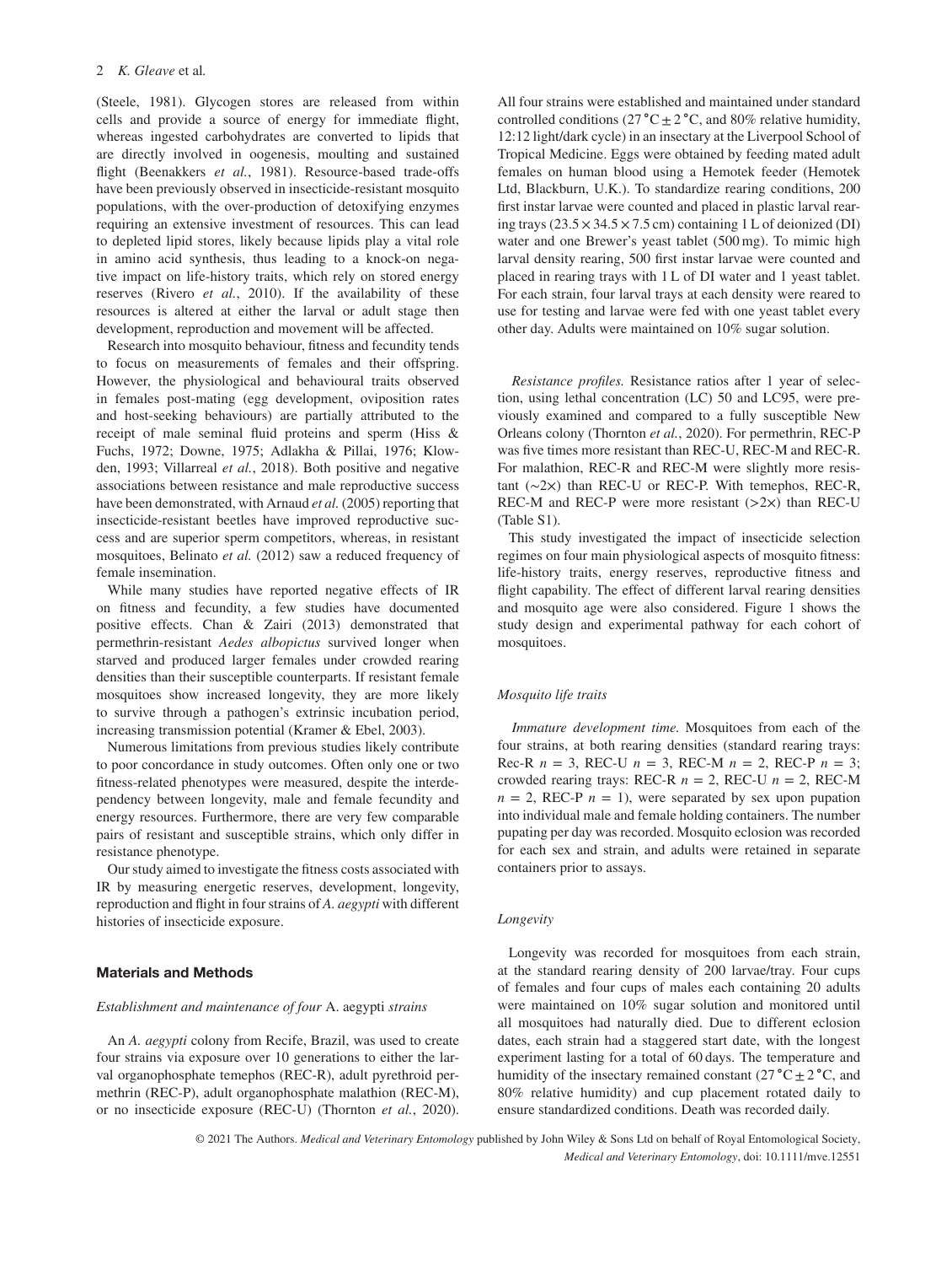(Steele, 1981). Glycogen stores are released from within cells and provide a source of energy for immediate flight, whereas ingested carbohydrates are converted to lipids that are directly involved in oogenesis, moulting and sustained flight (Beenakkers *et al.*, 1981). Resource-based trade-offs have been previously observed in insecticide-resistant mosquito populations, with the over-production of detoxifying enzymes requiring an extensive investment of resources. This can lead to depleted lipid stores, likely because lipids play a vital role in amino acid synthesis, thus leading to a knock-on negative impact on life-history traits, which rely on stored energy reserves (Rivero *et al.*, 2010). If the availability of these resources is altered at either the larval or adult stage then development, reproduction and movement will be affected.

Research into mosquito behaviour, fitness and fecundity tends to focus on measurements of females and their offspring. However, the physiological and behavioural traits observed in females post-mating (egg development, oviposition rates and host-seeking behaviours) are partially attributed to the receipt of male seminal fluid proteins and sperm (Hiss & Fuchs, 1972; Downe, 1975; Adlakha & Pillai, 1976; Klowden, 1993; Villarreal *et al.*, 2018). Both positive and negative associations between resistance and male reproductive success have been demonstrated, with Arnaud *et al.* (2005) reporting that insecticide-resistant beetles have improved reproductive success and are superior sperm competitors, whereas, in resistant mosquitoes, Belinato *et al.* (2012) saw a reduced frequency of female insemination.

While many studies have reported negative effects of IR on fitness and fecundity, a few studies have documented positive effects. Chan & Zairi (2013) demonstrated that permethrin-resistant *Aedes albopictus* survived longer when starved and produced larger females under crowded rearing densities than their susceptible counterparts. If resistant female mosquitoes show increased longevity, they are more likely to survive through a pathogen's extrinsic incubation period, increasing transmission potential (Kramer & Ebel, 2003).

Numerous limitations from previous studies likely contribute to poor concordance in study outcomes. Often only one or two fitness-related phenotypes were measured, despite the interdependency between longevity, male and female fecundity and energy resources. Furthermore, there are very few comparable pairs of resistant and susceptible strains, which only differ in resistance phenotype.

Our study aimed to investigate the fitness costs associated with IR by measuring energetic reserves, development, longevity, reproduction and flight in four strains of *A. aegypti* with different histories of insecticide exposure.

## Materials and Methods

### *Establishment and maintenance of four* A. aegypti *strains*

An *A. aegypti* colony from Recife, Brazil, was used to create four strains via exposure over 10 generations to either the larval organophosphate temephos (REC-R), adult pyrethroid permethrin (REC-P), adult organophosphate malathion (REC-M), or no insecticide exposure (REC-U) (Thornton *et al.*, 2020). All four strains were established and maintained under standard controlled conditions (27 °C ± 2 °C, and 80% relative humidity, 12:12 light/dark cycle) in an insectary at the Liverpool School of Tropical Medicine. Eggs were obtained by feeding mated adult females on human blood using a Hemotek feeder (Hemotek Ltd, Blackburn, U.K.). To standardize rearing conditions, 200 first instar larvae were counted and placed in plastic larval rearing trays (23.5 × 34.5 × 7.5 cm) containing 1 L of deionized (DI) water and one Brewer's yeast tablet (500 mg). To mimic high larval density rearing, 500 first instar larvae were counted and placed in rearing trays with 1 L of DI water and 1 yeast tablet. For each strain, four larval trays at each density were reared to use for testing and larvae were fed with one yeast tablet every other day. Adults were maintained on 10% sugar solution.

*Resistance profiles.* Resistance ratios after 1 year of selection, using lethal concentration (LC) 50 and LC95, were previously examined and compared to a fully susceptible New Orleans colony (Thornton *et al.*, 2020). For permethrin, REC-P was five times more resistant than REC-U, REC-M and REC-R. For malathion, REC-R and REC-M were slightly more resistant (∼2×) than REC-U or REC-P. With temephos, REC-R, REC-M and REC-P were more resistant (>2×) than REC-U (Table S1).

This study investigated the impact of insecticide selection regimes on four main physiological aspects of mosquito fitness: life-history traits, energy reserves, reproductive fitness and flight capability. The effect of different larval rearing densities and mosquito age were also considered. Figure 1 shows the study design and experimental pathway for each cohort of mosquitoes.

### *Mosquito life traits*

*Immature development time.* Mosquitoes from each of the four strains, at both rearing densities (standard rearing trays: Rec-R $n = 3$, REC-U $n = 3$, REC-M $n = 2$, REC-P $n = 3$; crowded rearing trays: REC-R $n = 2$, REC-U $n = 2$, REC-M $n = 2$, REC-P $n = 1$), were separated by sex upon pupation into individual male and female holding containers. The number pupating per day was recorded. Mosquito eclosion was recorded for each sex and strain, and adults were retained in separate containers prior to assays.

### *Longevity*

Longevity was recorded for mosquitoes from each strain, at the standard rearing density of 200 larvae/tray. Four cups of females and four cups of males each containing 20 adults were maintained on 10% sugar solution and monitored until all mosquitoes had naturally died. Due to different eclosion dates, each strain had a staggered start date, with the longest experiment lasting for a total of 60 days. The temperature and humidity of the insectary remained constant (27 °C ± 2 °C, and 80% relative humidity) and cup placement rotated daily to ensure standardized conditions. Death was recorded daily.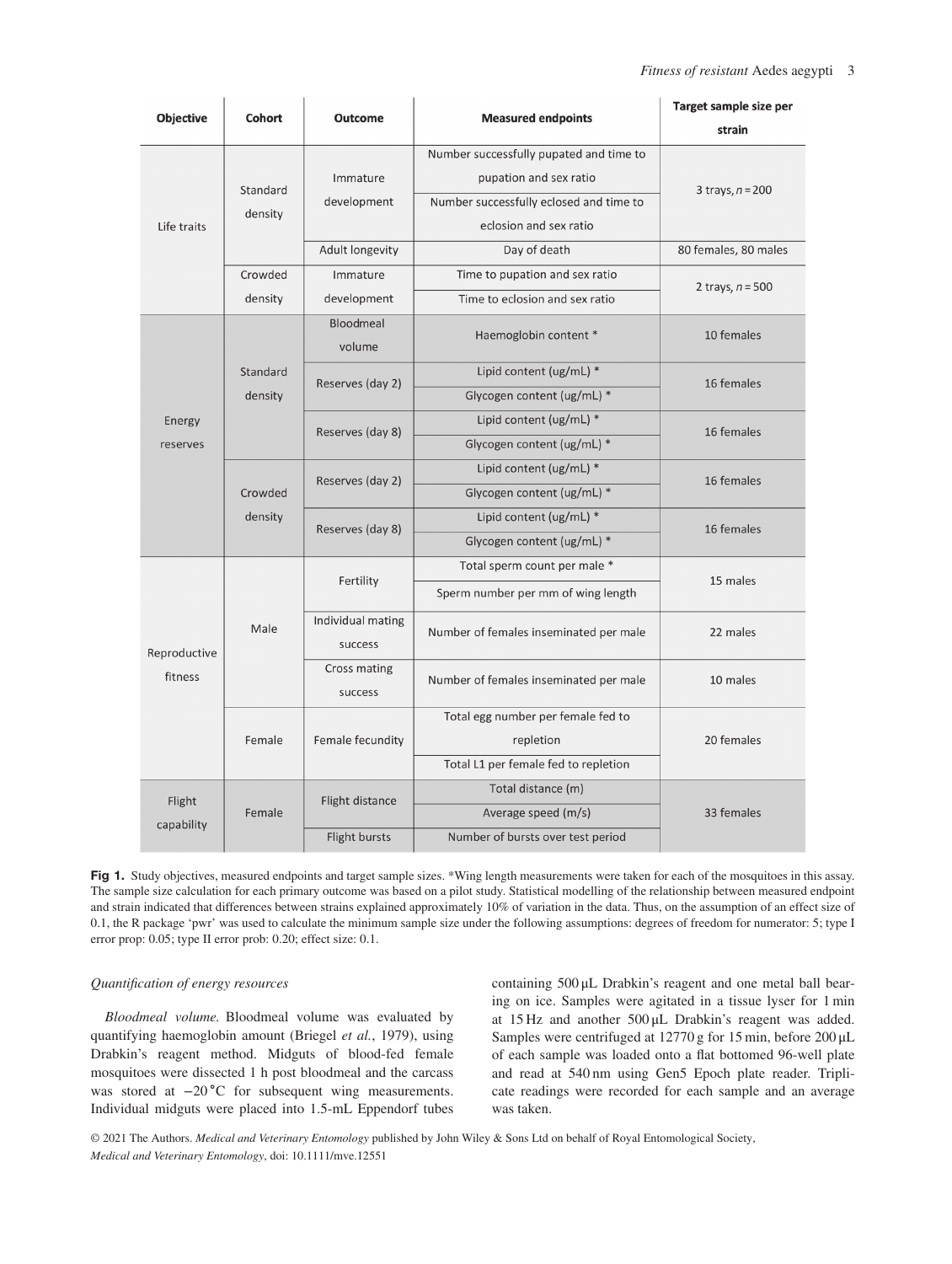| Objective | Cohort | Outcome | Measured endpoints | Target sample size per strain |
|---|---|---|---|---|
| Life traits | Standard density | Immature development | Number successfully pupated and time to pupation and sex ratio | 3 trays, $n = 200$ |
| | | | Number successfully eclosed and time to eclosion and sex ratio | |
| | | Adult longevity | Day of death | 80 females, 80 males |
| | Crowded density | Immature development | Time to pupation and sex ratio | 2 trays, $n = 500$ |
| | | | Time to eclosion and sex ratio | |
| Energy reserves | Standard density | Bloodmeal volume | Haemoglobin content * | 10 females |
| | | Reserves (day 2) | Lipid content (ug/mL) * | 16 females |
| | | | Glycogen content (ug/mL) * | |
| | | Reserves (day 8) | Lipid content (ug/mL) * | 16 females |
| | | | Glycogen content (ug/mL) * | |
| | Crowded density | Reserves (day 2) | Lipid content (ug/mL) * | 16 females |
| | | | Glycogen content (ug/mL) * | |
| | | Reserves (day 8) | Lipid content (ug/mL) * | 16 females |
| | | | Glycogen content (ug/mL) * | |
| Reproductive fitness | Male | Fertility | Total sperm count per male * | 15 males |
| | | | Sperm number per mm of wing length | |
| | | Individual mating success | Number of females inseminated per male | 22 males |
| | | Cross mating success | Number of females inseminated per male | 10 males |
| | Female | Female fecundity | Total egg number per female fed to repletion | 20 females |
| | | | Total L1 per female fed to repletion | |
| Flight capability | Female | Flight distance | Total distance (m) | 33 females |
| | | | Average speed (m/s) | |
| | | Flight bursts | Number of bursts over test period | |

**Fig 1.** Study objectives, measured endpoints and target sample sizes. *Wing length measurements were taken for each of the mosquitoes in this assay. The sample size calculation for each primary outcome was based on a pilot study. Statistical modelling of the relationship between measured endpoint and strain indicated that differences between strains explained approximately 10% of variation in the data. Thus, on the assumption of an effect size of 0.1, the R package 'pwr' was used to calculate the minimum sample size under the following assumptions: degrees of freedom for numerator: 5; type I error prop: 0.05; type II error prob: 0.20; effect size: 0.1.

*Quantification of energy resources*

*Bloodmeal volume.* Bloodmeal volume was evaluated by quantifying haemoglobin amount (Briegel *et al.*, 1979), using Drabkin's reagent method. Midguts of blood-fed female mosquitoes were dissected 1 h post bloodmeal and the carcass was stored at −20 °C for subsequent wing measurements. Individual midguts were placed into 1.5-mL Eppendorf tubes containing 500 μL Drabkin's reagent and one metal ball bearing on ice. Samples were agitated in a tissue lyser for 1 min at 15 Hz and another 500 μL Drabkin's reagent was added. Samples were centrifuged at 12770 g for 15 min, before 200 μL of each sample was loaded onto a flat bottomed 96-well plate and read at 540 nm using Gen5 Epoch plate reader. Triplicate readings were recorded for each sample and an average was taken.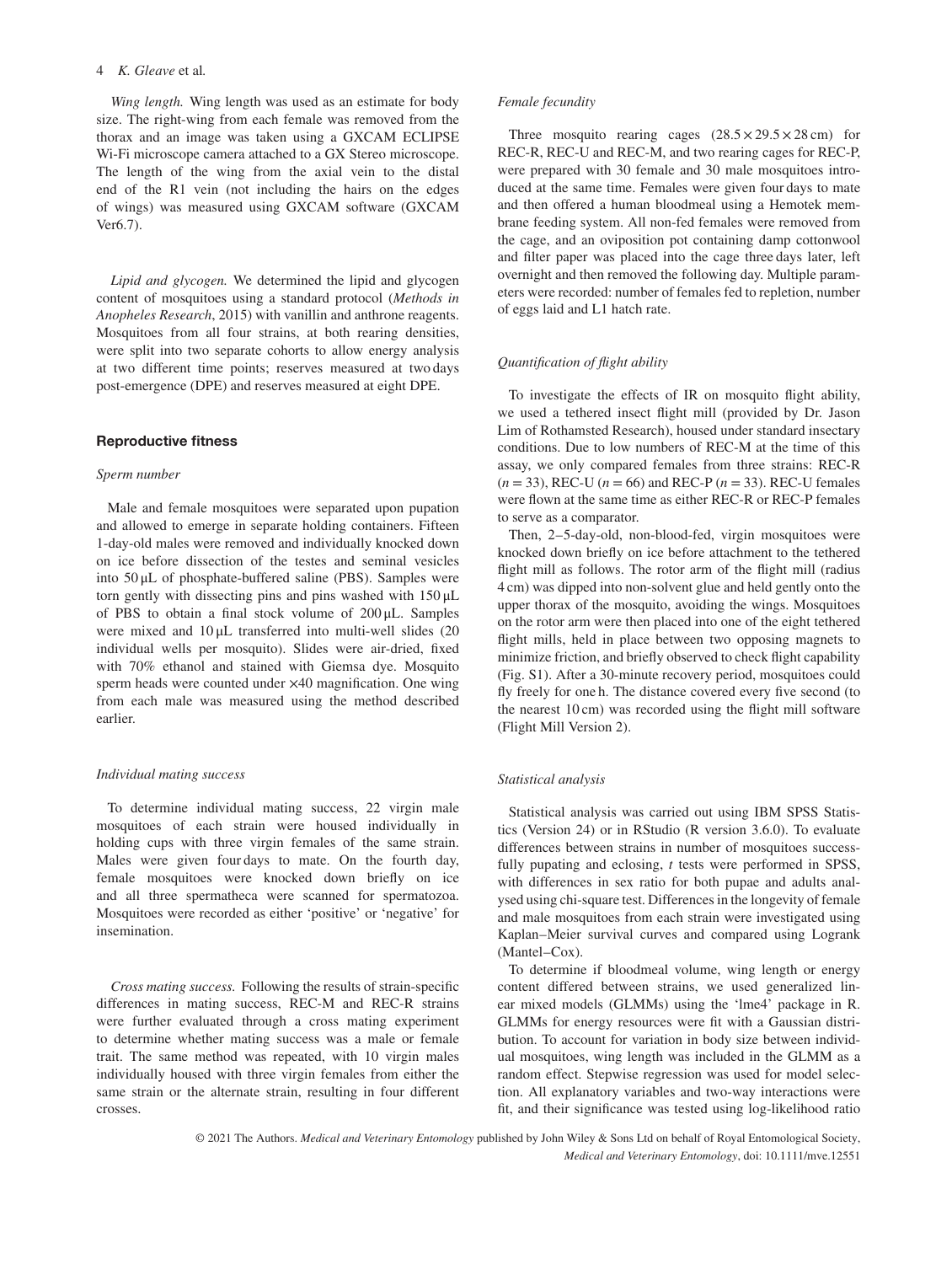*Wing length.* Wing length was used as an estimate for body size. The right-wing from each female was removed from the thorax and an image was taken using a GXCAM ECLIPSE Wi-Fi microscope camera attached to a GX Stereo microscope. The length of the wing from the axial vein to the distal end of the R1 vein (not including the hairs on the edges of wings) was measured using GXCAM software (GXCAM Ver6.7).

*Lipid and glycogen.* We determined the lipid and glycogen content of mosquitoes using a standard protocol (*Methods in Anopheles Research*, 2015) with vanillin and anthrone reagents. Mosquitoes from all four strains, at both rearing densities, were split into two separate cohorts to allow energy analysis at two different time points; reserves measured at two days post-emergence (DPE) and reserves measured at eight DPE.

### Reproductive fitness

#### *Sperm number*

Male and female mosquitoes were separated upon pupation and allowed to emerge in separate holding containers. Fifteen 1-day-old males were removed and individually knocked down on ice before dissection of the testes and seminal vesicles into 50 μL of phosphate-buffered saline (PBS). Samples were torn gently with dissecting pins and pins washed with 150 μL of PBS to obtain a final stock volume of 200 μL. Samples were mixed and 10 μL transferred into multi-well slides (20 individual wells per mosquito). Slides were air-dried, fixed with 70% ethanol and stained with Giemsa dye. Mosquito sperm heads were counted under ×40 magnification. One wing from each male was measured using the method described earlier.

#### *Individual mating success*

To determine individual mating success, 22 virgin male mosquitoes of each strain were housed individually in holding cups with three virgin females of the same strain. Males were given four days to mate. On the fourth day, female mosquitoes were knocked down briefly on ice and all three spermatheca were scanned for spermatozoa. Mosquitoes were recorded as either 'positive' or 'negative' for insemination.

*Cross mating success.* Following the results of strain-specific differences in mating success, REC-M and REC-R strains were further evaluated through a cross mating experiment to determine whether mating success was a male or female trait. The same method was repeated, with 10 virgin males individually housed with three virgin females from either the same strain or the alternate strain, resulting in four different crosses.

#### *Female fecundity*

Three mosquito rearing cages (28.5 × 29.5 × 28 cm) for REC-R, REC-U and REC-M, and two rearing cages for REC-P, were prepared with 30 female and 30 male mosquitoes introduced at the same time. Females were given four days to mate and then offered a human bloodmeal using a Hemotek membrane feeding system. All non-fed females were removed from the cage, and an oviposition pot containing damp cottonwool and filter paper was placed into the cage three days later, left overnight and then removed the following day. Multiple parameters were recorded: number of females fed to repletion, number of eggs laid and L1 hatch rate.

#### *Quantification of flight ability*

To investigate the effects of IR on mosquito flight ability, we used a tethered insect flight mill (provided by Dr. Jason Lim of Rothamsted Research), housed under standard insectary conditions. Due to low numbers of REC-M at the time of this assay, we only compared females from three strains: REC-R ($n = 33$), REC-U ($n = 66$) and REC-P ($n = 33$). REC-U females were flown at the same time as either REC-R or REC-P females to serve as a comparator.

Then, 2–5-day-old, non-blood-fed, virgin mosquitoes were knocked down briefly on ice before attachment to the tethered flight mill as follows. The rotor arm of the flight mill (radius 4 cm) was dipped into non-solvent glue and held gently onto the upper thorax of the mosquito, avoiding the wings. Mosquitoes on the rotor arm were then placed into one of the eight tethered flight mills, held in place between two opposing magnets to minimize friction, and briefly observed to check flight capability (Fig. S1). After a 30-minute recovery period, mosquitoes could fly freely for one h. The distance covered every five second (to the nearest 10 cm) was recorded using the flight mill software (Flight Mill Version 2).

#### *Statistical analysis*

Statistical analysis was carried out using IBM SPSS Statistics (Version 24) or in RStudio (R version 3.6.0). To evaluate differences between strains in number of mosquitoes successfully pupating and eclosing, *t* tests were performed in SPSS, with differences in sex ratio for both pupae and adults analysed using chi-square test. Differences in the longevity of female and male mosquitoes from each strain were investigated using Kaplan–Meier survival curves and compared using Logrank (Mantel–Cox).

To determine if bloodmeal volume, wing length or energy content differed between strains, we used generalized linear mixed models (GLMMs) using the 'lme4' package in R. GLMMs for energy resources were fit with a Gaussian distribution. To account for variation in body size between individual mosquitoes, wing length was included in the GLMM as a random effect. Stepwise regression was used for model selection. All explanatory variables and two-way interactions were fit, and their significance was tested using log-likelihood ratio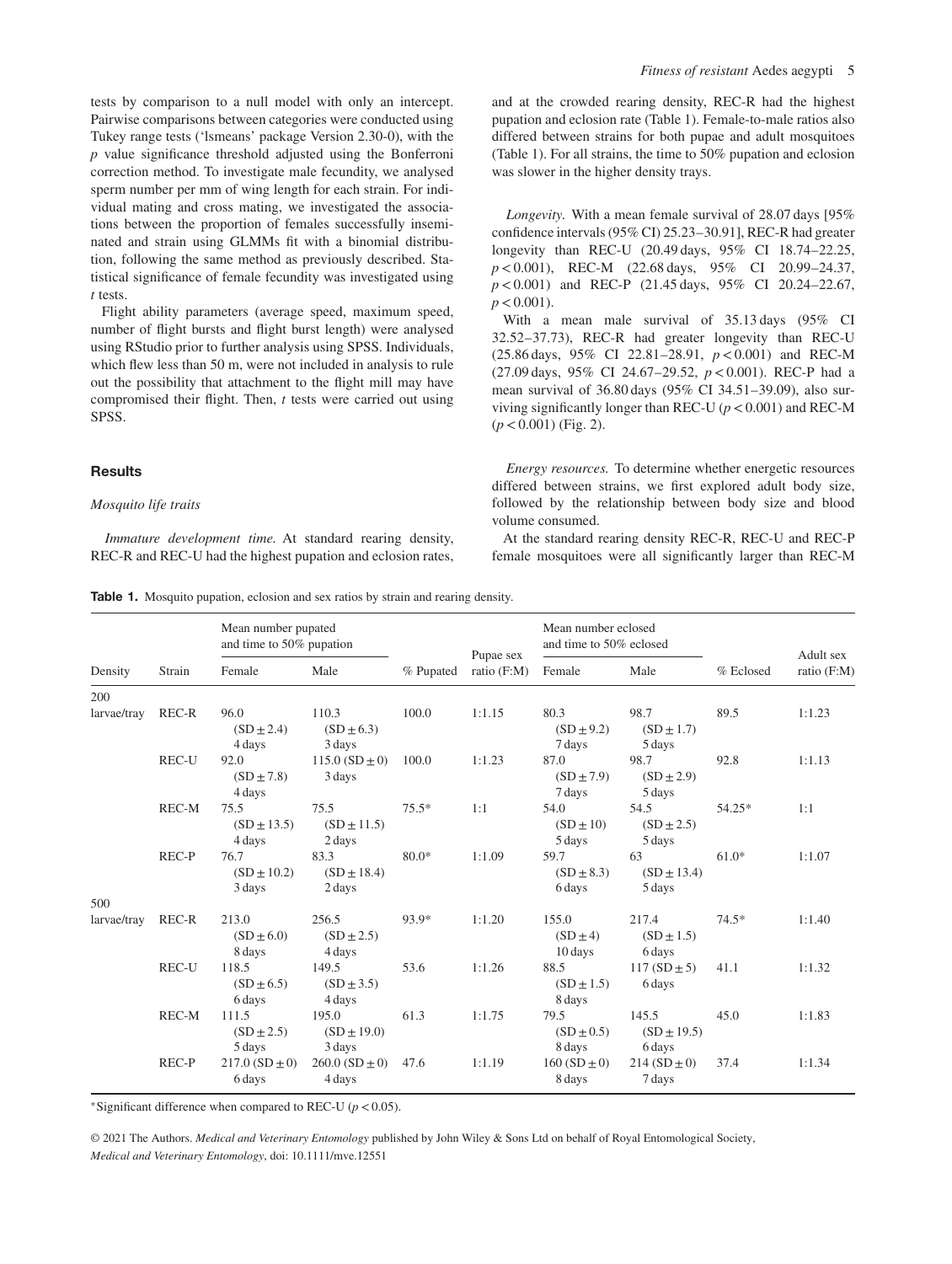tests by comparison to a null model with only an intercept. Pairwise comparisons between categories were conducted using Tukey range tests ('lsmeans' package Version 2.30-0), with the *p* value significance threshold adjusted using the Bonferroni correction method. To investigate male fecundity, we analysed sperm number per mm of wing length for each strain. For individual mating and cross mating, we investigated the associations between the proportion of females successfully inseminated and strain using GLMMs fit with a binomial distribution, following the same method as previously described. Statistical significance of female fecundity was investigated using *t* tests.

Flight ability parameters (average speed, maximum speed, number of flight bursts and flight burst length) were analysed using RStudio prior to further analysis using SPSS. Individuals, which flew less than 50 m, were not included in analysis to rule out the possibility that attachment to the flight mill may have compromised their flight. Then, *t* tests were carried out using SPSS.

## Results

### Mosquito life traits

*Immature development time.* At standard rearing density, REC-R and REC-U had the highest pupation and eclosion rates, and at the crowded rearing density, REC-R had the highest pupation and eclosion rate (Table 1). Female-to-male ratios also differed between strains for both pupae and adult mosquitoes (Table 1). For all strains, the time to 50% pupation and eclosion was slower in the higher density trays.

*Longevity.* With a mean female survival of 28.07 days [95% confidence intervals (95% CI) 25.23–30.91], REC-R had greater longevity than REC-U (20.49 days, 95% CI 18.74–22.25, $p < 0.001$), REC-M (22.68 days, 95% CI 20.99–24.37, $p < 0.001$) and REC-P (21.45 days, 95% CI 20.24–22.67, $p < 0.001$).

With a mean male survival of 35.13 days (95% CI 32.52–37.73), REC-R had greater longevity than REC-U (25.86 days, 95% CI 22.81–28.91, $p < 0.001$) and REC-M (27.09 days, 95% CI 24.67–29.52, $p < 0.001$). REC-P had a mean survival of 36.80 days (95% CI 34.51–39.09), also surviving significantly longer than REC-U ($p < 0.001$) and REC-M ($p < 0.001$) (Fig. 2).

*Energy resources.* To determine whether energetic resources differed between strains, we first explored adult body size, followed by the relationship between body size and blood volume consumed.

At the standard rearing density REC-R, REC-U and REC-P female mosquitoes were all significantly larger than REC-M

**Table 1.** Mosquito pupation, eclosion and sex ratios by strain and rearing density.

| Density | Strain | Mean number pupated and time to 50% pupation | | % Pupated | Pupae sex ratio (F:M) | Mean number eclosed and time to 50% eclosed | | % Eclosed | Adult sex ratio (F:M) |
|---|---|---|---|---|---|---|---|---|---|
| | | Female | Male | | | Female | Male | | |
| 200 larvae/tray | REC-R | 96.0 (SD ± 2.4) 4 days | 110.3 (SD ± 6.3) 3 days | 100.0 | 1:1.15 | 80.3 (SD ± 9.2) 7 days | 98.7 (SD ± 1.7) 5 days | 89.5 | 1:1.23 |
| | REC-U | 92.0 (SD ± 7.8) 4 days | 115.0 (SD ± 0) 3 days | 100.0 | 1:1.23 | 87.0 (SD ± 7.9) 7 days | 98.7 (SD ± 2.9) 5 days | 92.8 | 1:1.13 |
| | REC-M | 75.5 (SD ± 13.5) 4 days | 75.5 (SD ± 11.5) 2 days | 75.5* | 1:1 | 54.0 (SD ± 10) 5 days | 54.5 (SD ± 2.5) 5 days | 54.25* | 1:1 |
| | REC-P | 76.7 (SD ± 10.2) 3 days | 83.3 (SD ± 18.4) 2 days | 80.0* | 1:1.09 | 59.7 (SD ± 8.3) 6 days | 63 (SD ± 13.4) 5 days | 61.0* | 1:1.07 |
| 500 larvae/tray | REC-R | 213.0 (SD ± 6.0) 8 days | 256.5 (SD ± 2.5) 4 days | 93.9* | 1:1.20 | 155.0 (SD ± 4) 10 days | 217.4 (SD ± 1.5) 6 days | 74.5* | 1:1.40 |
| | REC-U | 118.5 (SD ± 6.5) 6 days | 149.5 (SD ± 3.5) 4 days | 53.6 | 1:1.26 | 88.5 (SD ± 1.5) 8 days | 117 (SD ± 5) 6 days | 41.1 | 1:1.32 |
| | REC-M | 111.5 (SD ± 2.5) 5 days | 195.0 (SD ± 19.0) 3 days | 61.3 | 1:1.75 | 79.5 (SD ± 0.5) 8 days | 145.5 (SD ± 19.5) 6 days | 45.0 | 1:1.83 |
| | REC-P | 217.0 (SD ± 0) 6 days | 260.0 (SD ± 0) 4 days | 47.6 | 1:1.19 | 160 (SD ± 0) 8 days | 214 (SD ± 0) 7 days | 37.4 | 1:1.34 |

*Significant difference when compared to REC-U ($p < 0.05$).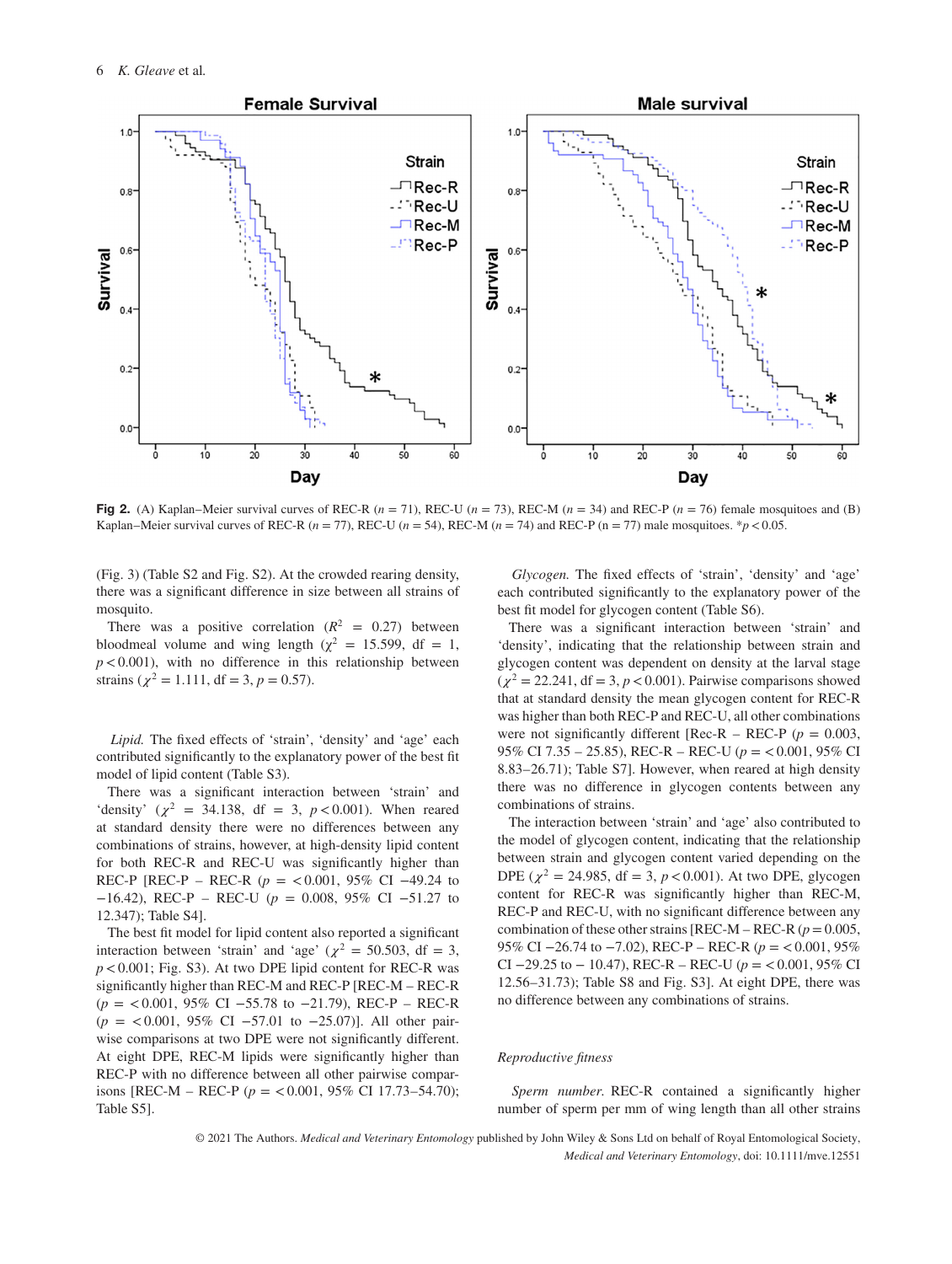**Fig 2.** (A) Kaplan–Meier survival curves of REC-R ($n = 71$), REC-U ($n = 73$), REC-M ($n = 34$) and REC-P ($n = 76$) female mosquitoes and (B) Kaplan–Meier survival curves of REC-R ($n = 77$), REC-U ($n = 54$), REC-M ($n = 74$) and REC-P (n = 77) male mosquitoes. *$p < 0.05$.

(Fig. 3) (Table S2 and Fig. S2). At the crowded rearing density, there was a significant difference in size between all strains of mosquito.

There was a positive correlation ($R^2 = 0.27$) between bloodmeal volume and wing length ($\chi^2 = 15.599$, df = 1, $p < 0.001$), with no difference in this relationship between strains ($\chi^2 = 1.111$, df = 3, $p = 0.57$).

*Lipid.* The fixed effects of 'strain', 'density' and 'age' each contributed significantly to the explanatory power of the best fit model of lipid content (Table S3).

There was a significant interaction between 'strain' and 'density' ($\chi^2 = 34.138$, df = 3, $p < 0.001$). When reared at standard density there were no differences between any combinations of strains, however, at high-density lipid content for both REC-R and REC-U was significantly higher than REC-P [REC-P – REC-R ($p = < 0.001$, 95% CI −49.24 to −16.42), REC-P – REC-U ($p = 0.008$, 95% CI −51.27 to 12.347); Table S4].

The best fit model for lipid content also reported a significant interaction between 'strain' and 'age' ($\chi^2 = 50.503$, df = 3, $p < 0.001$; Fig. S3). At two DPE lipid content for REC-R was significantly higher than REC-M and REC-P [REC-M – REC-R ($p = < 0.001$, 95% CI −55.78 to −21.79), REC-P – REC-R ($p = < 0.001$, 95% CI −57.01 to −25.07)]. All other pairwise comparisons at two DPE were not significantly different. At eight DPE, REC-M lipids were significantly higher than REC-P with no difference between all other pairwise comparisons [REC-M – REC-P ($p = < 0.001$, 95% CI 17.73–54.70); Table S5].

*Glycogen.* The fixed effects of 'strain', 'density' and 'age' each contributed significantly to the explanatory power of the best fit model for glycogen content (Table S6).

There was a significant interaction between 'strain' and 'density', indicating that the relationship between strain and glycogen content was dependent on density at the larval stage ($\chi^2 = 22.241$, df = 3, $p < 0.001$). Pairwise comparisons showed that at standard density the mean glycogen content for REC-R was higher than both REC-P and REC-U, all other combinations were not significantly different [Rec-R – REC-P ($p = 0.003$, 95% CI 7.35 – 25.85), REC-R – REC-U ($p = < 0.001$, 95% CI 8.83–26.71); Table S7]. However, when reared at high density there was no difference in glycogen contents between any combinations of strains.

The interaction between 'strain' and 'age' also contributed to the model of glycogen content, indicating that the relationship between strain and glycogen content varied depending on the DPE ($\chi^2 = 24.985$, df = 3, $p < 0.001$). At two DPE, glycogen content for REC-R was significantly higher than REC-M, REC-P and REC-U, with no significant difference between any combination of these other strains [REC-M – REC-R ($p = 0.005$, 95% CI −26.74 to −7.02), REC-P – REC-R ($p = < 0.001$, 95% CI −29.25 to − 10.47), REC-R – REC-U ($p = < 0.001$, 95% CI 12.56–31.73); Table S8 and Fig. S3]. At eight DPE, there was no difference between any combinations of strains.

### *Reproductive fitness*

*Sperm number.* REC-R contained a significantly higher number of sperm per mm of wing length than all other strains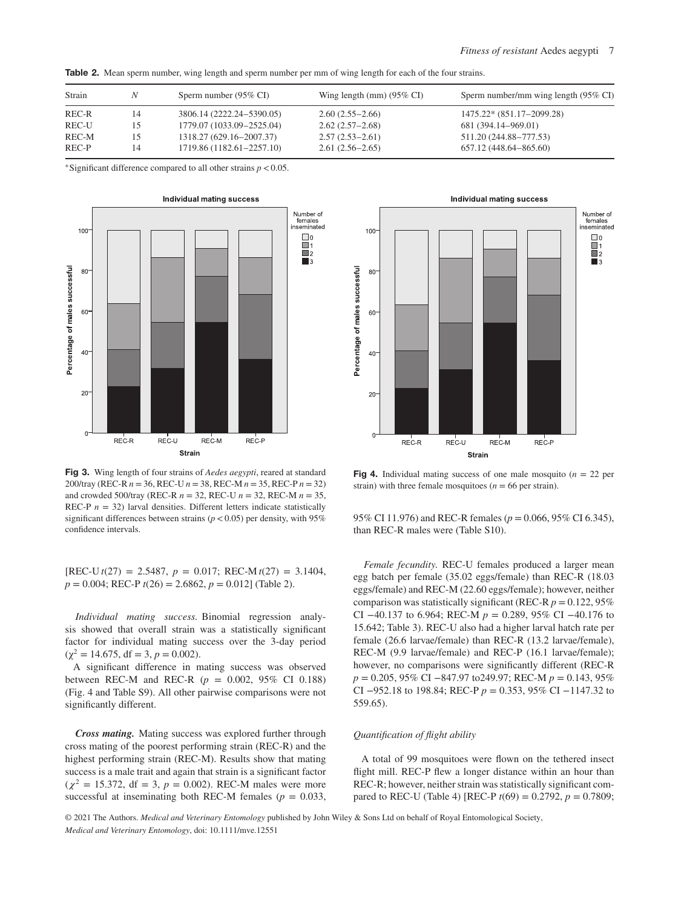**Table 2.** Mean sperm number, wing length and sperm number per mm of wing length for each of the four strains.

| Strain | *N* | Sperm number (95% CI) | Wing length (mm) (95% CI) | Sperm number/mm wing length (95% CI) |
|---|---|---|---|---|
| REC-R | 14 | 3806.14 (2222.24–5390.05) | 2.60 (2.55–2.66) | 1475.22* (851.17–2099.28) |
| REC-U | 15 | 1779.07 (1033.09–2525.04) | 2.62 (2.57–2.68) | 681 (394.14–969.01) |
| REC-M | 15 | 1318.27 (629.16–2007.37) | 2.57 (2.53–2.61) | 511.20 (244.88–777.53) |
| REC-P | 14 | 1719.86 (1182.61–2257.10) | 2.61 (2.56–2.65) | 657.12 (448.64–865.60) |

*Significant difference compared to all other strains $p < 0.05$.

**Fig 3.** Wing length of four strains of *Aedes aegypti*, reared at standard 200/tray (REC-R $n = 36$, REC-U $n = 38$, REC-M $n = 35$, REC-P $n = 32$) and crowded 500/tray (REC-R $n = 32$, REC-U $n = 32$, REC-M $n = 35$, REC-P $n = 32$) larval densities. Different letters indicate statistically significant differences between strains ($p < 0.05$) per density, with 95% confidence intervals.

**Fig 4.** Individual mating success of one male mosquito ($n$ = 22 per strain) with three female mosquitoes ($n$ = 66 per strain).

[REC-U $t(27)$ = 2.5487, $p$ = 0.017; REC-M $t(27)$ = 3.1404, $p$ = 0.004; REC-P $t(26)$ = 2.6862, $p$ = 0.012] (Table 2).

*Individual mating success.* Binomial regression analysis showed that overall strain was a statistically significant factor for individual mating success over the 3-day period ($\chi^2$ = 14.675, df = 3, $p$ = 0.002).

A significant difference in mating success was observed between REC-M and REC-R ($p$ = 0.002, 95% CI 0.188) (Fig. 4 and Table S9). All other pairwise comparisons were not significantly different.

***Cross mating.*** Mating success was explored further through cross mating of the poorest performing strain (REC-R) and the highest performing strain (REC-M). Results show that mating success is a male trait and again that strain is a significant factor ($\chi^2$ = 15.372, df = 3, $p$ = 0.002). REC-M males were more successful at inseminating both REC-M females ($p$ = 0.033, 95% CI 11.976) and REC-R females ($p$ = 0.066, 95% CI 6.345), than REC-R males were (Table S10).

*Female fecundity.* REC-U females produced a larger mean egg batch per female (35.02 eggs/female) than REC-R (18.03 eggs/female) and REC-M (22.60 eggs/female); however, neither comparison was statistically significant (REC-R $p$ = 0.122, 95% CI −40.137 to 6.964; REC-M $p$ = 0.289, 95% CI −40.176 to 15.642; Table 3). REC-U also had a higher larval hatch rate per female (26.6 larvae/female) than REC-R (13.2 larvae/female), REC-M (9.9 larvae/female) and REC-P (16.1 larvae/female); however, no comparisons were significantly different (REC-R $p$ = 0.205, 95% CI −847.97 to249.97; REC-M $p$ = 0.143, 95% CI −952.18 to 198.84; REC-P $p$ = 0.353, 95% CI −1147.32 to 559.65).

*Quantification of flight ability*

A total of 99 mosquitoes were flown on the tethered insect flight mill. REC-P flew a longer distance within an hour than REC-R; however, neither strain was statistically significant compared to REC-U (Table 4) [REC-P $t(69)$ = 0.2792, $p$ = 0.7809;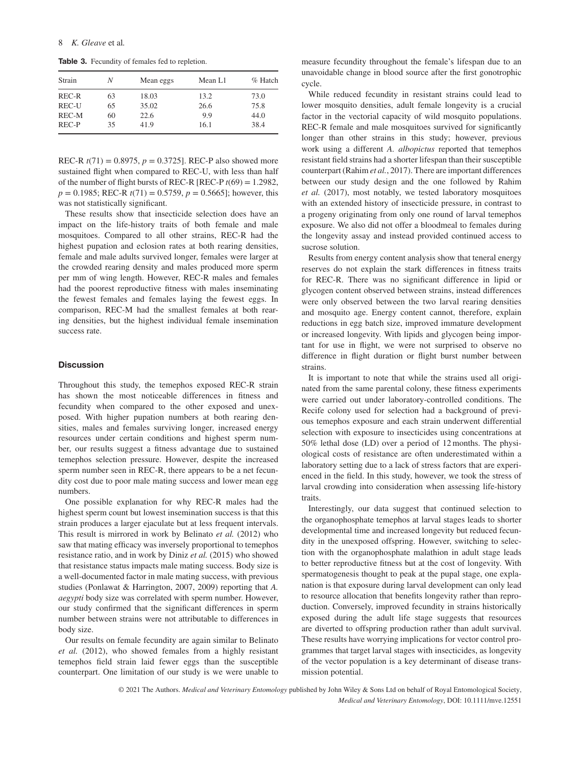**Table 3.** Fecundity of females fed to repletion.

| Strain | $N$ | Mean eggs | Mean L1 | % Hatch |
|---|---|---|---|---|
| REC-R | 63 | 18.03 | 13.2 | 73.0 |
| REC-U | 65 | 35.02 | 26.6 | 75.8 |
| REC-M | 60 | 22.6 | 9.9 | 44.0 |
| REC-P | 35 | 41.9 | 16.1 | 38.4 |

REC-R $t(71) = 0.8975$, $p = 0.3725$]. REC-P also showed more sustained flight when compared to REC-U, with less than half of the number of flight bursts of REC-R [REC-P $t(69) = 1.2982$, $p = 0.1985$; REC-R $t(71) = 0.5759$, $p = 0.5665$]; however, this was not statistically significant.

These results show that insecticide selection does have an impact on the life-history traits of both female and male mosquitoes. Compared to all other strains, REC-R had the highest pupation and eclosion rates at both rearing densities, female and male adults survived longer, females were larger at the crowded rearing density and males produced more sperm per mm of wing length. However, REC-R males and females had the poorest reproductive fitness with males inseminating the fewest females and females laying the fewest eggs. In comparison, REC-M had the smallest females at both rearing densities, but the highest individual female insemination success rate.

## Discussion

Throughout this study, the temephos exposed REC-R strain has shown the most noticeable differences in fitness and fecundity when compared to the other exposed and unexposed. With higher pupation numbers at both rearing densities, males and females surviving longer, increased energy resources under certain conditions and highest sperm number, our results suggest a fitness advantage due to sustained temephos selection pressure. However, despite the increased sperm number seen in REC-R, there appears to be a net fecundity cost due to poor male mating success and lower mean egg numbers.

One possible explanation for why REC-R males had the highest sperm count but lowest insemination success is that this strain produces a larger ejaculate but at less frequent intervals. This result is mirrored in work by Belinato *et al.* (2012) who saw that mating efficacy was inversely proportional to temephos resistance ratio, and in work by Diniz *et al.* (2015) who showed that resistance status impacts male mating success. Body size is a well-documented factor in male mating success, with previous studies (Ponlawat & Harrington, 2007, 2009) reporting that *A. aegypti* body size was correlated with sperm number. However, our study confirmed that the significant differences in sperm number between strains were not attributable to differences in body size.

Our results on female fecundity are again similar to Belinato *et al.* (2012), who showed females from a highly resistant temephos field strain laid fewer eggs than the susceptible counterpart. One limitation of our study is we were unable to measure fecundity throughout the female's lifespan due to an unavoidable change in blood source after the first gonotrophic cycle.

While reduced fecundity in resistant strains could lead to lower mosquito densities, adult female longevity is a crucial factor in the vectorial capacity of wild mosquito populations. REC-R female and male mosquitoes survived for significantly longer than other strains in this study; however, previous work using a different *A. albopictus* reported that temephos resistant field strains had a shorter lifespan than their susceptible counterpart (Rahim *et al.*, 2017). There are important differences between our study design and the one followed by Rahim *et al.* (2017), most notably, we tested laboratory mosquitoes with an extended history of insecticide pressure, in contrast to a progeny originating from only one round of larval temephos exposure. We also did not offer a bloodmeal to females during the longevity assay and instead provided continued access to sucrose solution.

Results from energy content analysis show that teneral energy reserves do not explain the stark differences in fitness traits for REC-R. There was no significant difference in lipid or glycogen content observed between strains, instead differences were only observed between the two larval rearing densities and mosquito age. Energy content cannot, therefore, explain reductions in egg batch size, improved immature development or increased longevity. With lipids and glycogen being important for use in flight, we were not surprised to observe no difference in flight duration or flight burst number between strains.

It is important to note that while the strains used all originated from the same parental colony, these fitness experiments were carried out under laboratory-controlled conditions. The Recife colony used for selection had a background of previous temephos exposure and each strain underwent differential selection with exposure to insecticides using concentrations at 50% lethal dose (LD) over a period of 12 months. The physiological costs of resistance are often underestimated within a laboratory setting due to a lack of stress factors that are experienced in the field. In this study, however, we took the stress of larval crowding into consideration when assessing life-history traits.

Interestingly, our data suggest that continued selection to the organophosphate temephos at larval stages leads to shorter developmental time and increased longevity but reduced fecundity in the unexposed offspring. However, switching to selection with the organophosphate malathion in adult stage leads to better reproductive fitness but at the cost of longevity. With spermatogenesis thought to peak at the pupal stage, one explanation is that exposure during larval development can only lead to resource allocation that benefits longevity rather than reproduction. Conversely, improved fecundity in strains historically exposed during the adult life stage suggests that resources are diverted to offspring production rather than adult survival. These results have worrying implications for vector control programmes that target larval stages with insecticides, as longevity of the vector population is a key determinant of disease transmission potential.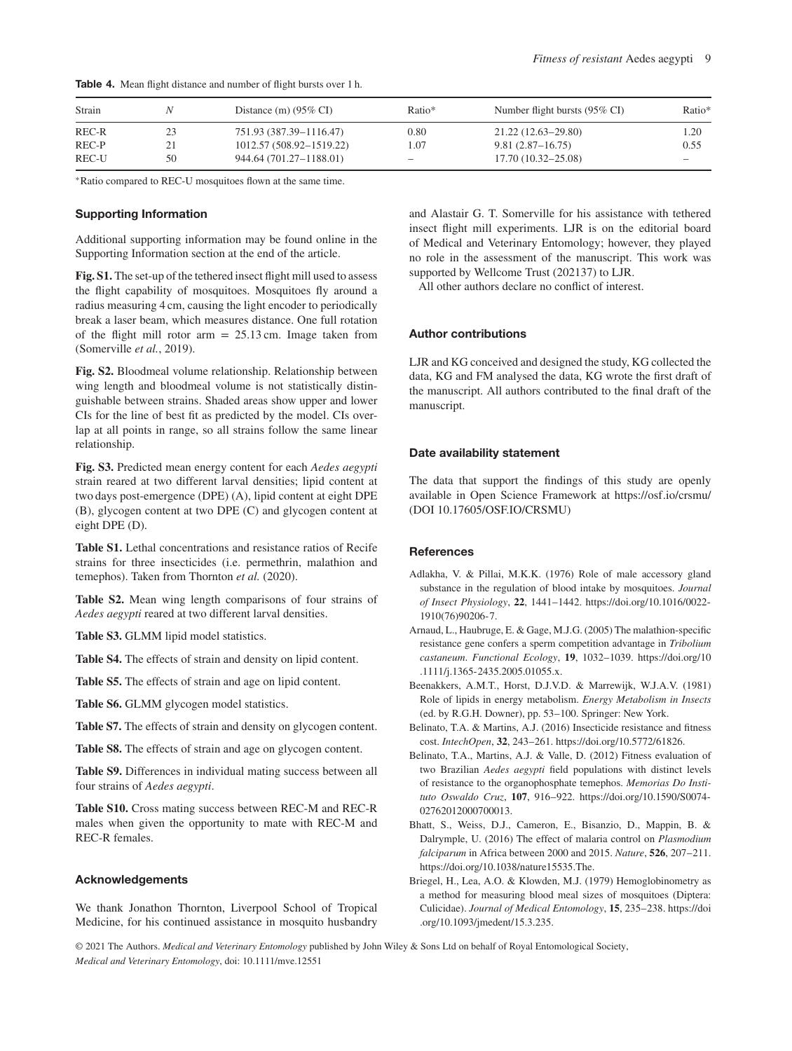**Table 4.** Mean flight distance and number of flight bursts over 1 h.

| Strain | N | Distance (m) (95% CI) | Ratio* | Number flight bursts (95% CI) | Ratio* |
|---|---|---|---|---|---|
| REC-R | 23 | 751.93 (387.39–1116.47) | 0.80 | 21.22 (12.63–29.80) | 1.20 |
| REC-P | 21 | 1012.57 (508.92–1519.22) | 1.07 | 9.81 (2.87–16.75) | 0.55 |
| REC-U | 50 | 944.64 (701.27–1188.01) | – | 17.70 (10.32–25.08) | – |

*Ratio compared to REC-U mosquitoes flown at the same time.

## Supporting Information

Additional supporting information may be found online in the Supporting Information section at the end of the article.

**Fig. S1.** The set-up of the tethered insect flight mill used to assess the flight capability of mosquitoes. Mosquitoes fly around a radius measuring 4 cm, causing the light encoder to periodically break a laser beam, which measures distance. One full rotation of the flight mill rotor arm = 25.13 cm. Image taken from (Somerville *et al.*, 2019).

**Fig. S2.** Bloodmeal volume relationship. Relationship between wing length and bloodmeal volume is not statistically distinguishable between strains. Shaded areas show upper and lower CIs for the line of best fit as predicted by the model. CIs overlap at all points in range, so all strains follow the same linear relationship.

**Fig. S3.** Predicted mean energy content for each *Aedes aegypti* strain reared at two different larval densities; lipid content at two days post-emergence (DPE) (A), lipid content at eight DPE (B), glycogen content at two DPE (C) and glycogen content at eight DPE (D).

**Table S1.** Lethal concentrations and resistance ratios of Recife strains for three insecticides (i.e. permethrin, malathion and temephos). Taken from Thornton *et al.* (2020).

**Table S2.** Mean wing length comparisons of four strains of *Aedes aegypti* reared at two different larval densities.

**Table S3.** GLMM lipid model statistics.

**Table S4.** The effects of strain and density on lipid content.

**Table S5.** The effects of strain and age on lipid content.

**Table S6.** GLMM glycogen model statistics.

**Table S7.** The effects of strain and density on glycogen content.

**Table S8.** The effects of strain and age on glycogen content.

**Table S9.** Differences in individual mating success between all four strains of *Aedes aegypti*.

**Table S10.** Cross mating success between REC-M and REC-R males when given the opportunity to mate with REC-M and REC-R females.

## Acknowledgements

We thank Jonathon Thornton, Liverpool School of Tropical Medicine, for his continued assistance in mosquito husbandry and Alastair G. T. Somerville for his assistance with tethered insect flight mill experiments. LJR is on the editorial board of Medical and Veterinary Entomology; however, they played no role in the assessment of the manuscript. This work was supported by Wellcome Trust (202137) to LJR.

All other authors declare no conflict of interest.

## Author contributions

LJR and KG conceived and designed the study, KG collected the data, KG and FM analysed the data, KG wrote the first draft of the manuscript. All authors contributed to the final draft of the manuscript.

## Date availability statement

The data that support the findings of this study are openly available in Open Science Framework at https://osf.io/crsmu/ (DOI 10.17605/OSF.IO/CRSMU)

## References

- Adlakha, V. & Pillai, M.K.K. (1976) Role of male accessory gland substance in the regulation of blood intake by mosquitoes. *Journal of Insect Physiology*, **22**, 1441–1442. https://doi.org/10.1016/0022-1910(76)90206-7.
- Arnaud, L., Haubruge, E. & Gage, M.J.G. (2005) The malathion-specific resistance gene confers a sperm competition advantage in *Tribolium castaneum*. *Functional Ecology*, **19**, 1032–1039. https://doi.org/10.1111/j.1365-2435.2005.01055.x.
- Beenakkers, A.M.T., Horst, D.J.V.D. & Marrewijk, W.J.A.V. (1981) Role of lipids in energy metabolism. *Energy Metabolism in Insects* (ed. by R.G.H. Downer), pp. 53–100. Springer: New York.
- Belinato, T.A. & Martins, A.J. (2016) Insecticide resistance and fitness cost. *IntechOpen*, **32**, 243–261. https://doi.org/10.5772/61826.
- Belinato, T.A., Martins, A.J. & Valle, D. (2012) Fitness evaluation of two Brazilian *Aedes aegypti* field populations with distinct levels of resistance to the organophosphate temephos. *Memorias Do Instituto Oswaldo Cruz*, **107**, 916–922. https://doi.org/10.1590/S0074-02762012000700013.
- Bhatt, S., Weiss, D.J., Cameron, E., Bisanzio, D., Mappin, B. & Dalrymple, U. (2016) The effect of malaria control on *Plasmodium falciparum* in Africa between 2000 and 2015. *Nature*, **526**, 207–211. https://doi.org/10.1038/nature15535.The.
- Briegel, H., Lea, A.O. & Klowden, M.J. (1979) Hemoglobinometry as a method for measuring blood meal sizes of mosquitoes (Diptera: Culicidae). *Journal of Medical Entomology*, **15**, 235–238. https://doi.org/10.1093/jmedent/15.3.235.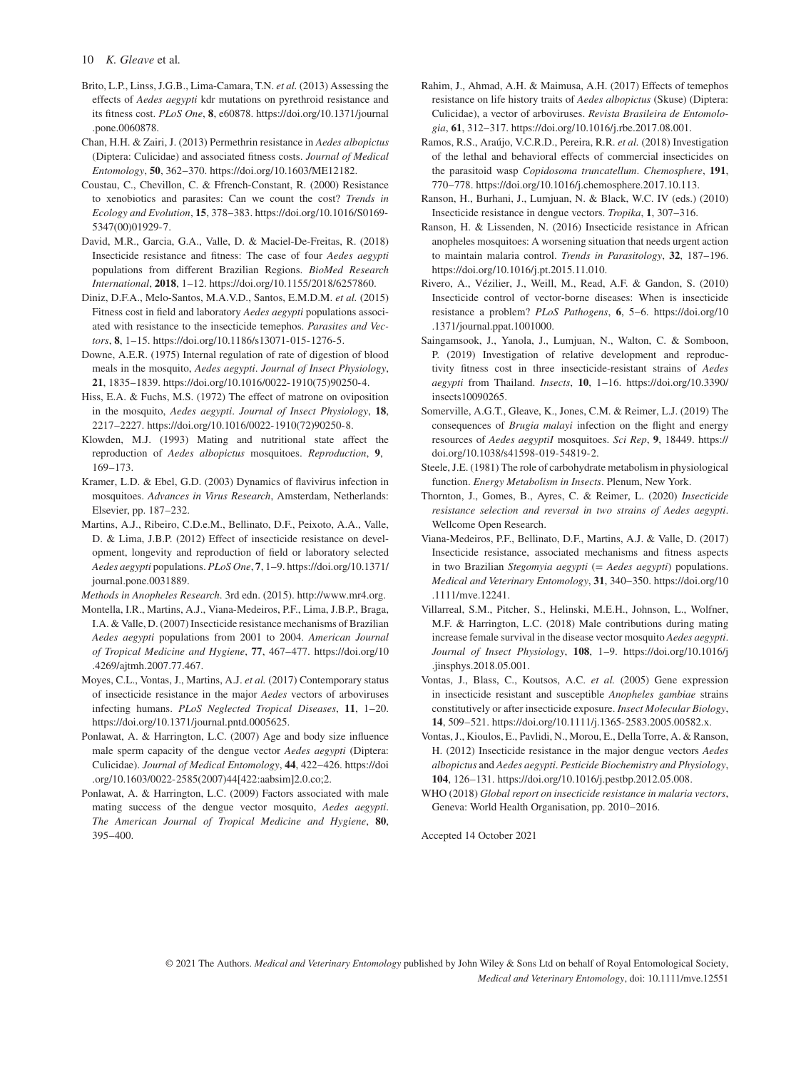Brito, L.P., Linss, J.G.B., Lima-Camara, T.N. *et al.* (2013) Assessing the effects of *Aedes aegypti* kdr mutations on pyrethroid resistance and its fitness cost. *PLoS One*, **8**, e60878. https://doi.org/10.1371/journal.pone.0060878.

Chan, H.H. & Zairi, J. (2013) Permethrin resistance in *Aedes albopictus* (Diptera: Culicidae) and associated fitness costs. *Journal of Medical Entomology*, **50**, 362–370. https://doi.org/10.1603/ME12182.

Coustau, C., Chevillon, C. & Ffrench-Constant, R. (2000) Resistance to xenobiotics and parasites: Can we count the cost? *Trends in Ecology and Evolution*, **15**, 378–383. https://doi.org/10.1016/S0169-5347(00)01929-7.

David, M.R., Garcia, G.A., Valle, D. & Maciel-De-Freitas, R. (2018) Insecticide resistance and fitness: The case of four *Aedes aegypti* populations from different Brazilian Regions. *BioMed Research International*, **2018**, 1–12. https://doi.org/10.1155/2018/6257860.

Diniz, D.F.A., Melo-Santos, M.A.V.D., Santos, E.M.D.M. *et al.* (2015) Fitness cost in field and laboratory *Aedes aegypti* populations associated with resistance to the insecticide temephos. *Parasites and Vectors*, **8**, 1–15. https://doi.org/10.1186/s13071-015-1276-5.

Downe, A.E.R. (1975) Internal regulation of rate of digestion of blood meals in the mosquito, *Aedes aegypti*. *Journal of Insect Physiology*, **21**, 1835–1839. https://doi.org/10.1016/0022-1910(75)90250-4.

Hiss, E.A. & Fuchs, M.S. (1972) The effect of matrone on oviposition in the mosquito, *Aedes aegypti*. *Journal of Insect Physiology*, **18**, 2217–2227. https://doi.org/10.1016/0022-1910(72)90250-8.

Klowden, M.J. (1993) Mating and nutritional state affect the reproduction of *Aedes albopictus* mosquitoes. *Reproduction*, **9**, 169–173.

Kramer, L.D. & Ebel, G.D. (2003) Dynamics of flavivirus infection in mosquitoes. *Advances in Virus Research*, Amsterdam, Netherlands: Elsevier, pp. 187–232.

Martins, A.J., Ribeiro, C.D.e.M., Bellinato, D.F., Peixoto, A.A., Valle, D. & Lima, J.B.P. (2012) Effect of insecticide resistance on development, longevity and reproduction of field or laboratory selected *Aedes aegypti* populations. *PLoS One*, **7**, 1–9. https://doi.org/10.1371/journal.pone.0031889.

*Methods in Anopheles Research*. 3rd edn. (2015). http://www.mr4.org.

Montella, I.R., Martins, A.J., Viana-Medeiros, P.F., Lima, J.B.P., Braga, I.A. & Valle, D. (2007) Insecticide resistance mechanisms of Brazilian *Aedes aegypti* populations from 2001 to 2004. *American Journal of Tropical Medicine and Hygiene*, **77**, 467–477. https://doi.org/10.4269/ajtmh.2007.77.467.

Moyes, C.L., Vontas, J., Martins, A.J. *et al.* (2017) Contemporary status of insecticide resistance in the major *Aedes* vectors of arboviruses infecting humans. *PLoS Neglected Tropical Diseases*, **11**, 1–20. https://doi.org/10.1371/journal.pntd.0005625.

Ponlawat, A. & Harrington, L.C. (2007) Age and body size influence male sperm capacity of the dengue vector *Aedes aegypti* (Diptera: Culicidae). *Journal of Medical Entomology*, **44**, 422–426. https://doi.org/10.1603/0022-2585(2007)44[422:aabsim]2.0.co;2.

Ponlawat, A. & Harrington, L.C. (2009) Factors associated with male mating success of the dengue vector mosquito, *Aedes aegypti*. *The American Journal of Tropical Medicine and Hygiene*, **80**, 395–400.

Rahim, J., Ahmad, A.H. & Maimusa, A.H. (2017) Effects of temephos resistance on life history traits of *Aedes albopictus* (Skuse) (Diptera: Culicidae), a vector of arboviruses. *Revista Brasileira de Entomologia*, **61**, 312–317. https://doi.org/10.1016/j.rbe.2017.08.001.

Ramos, R.S., Araújo, V.C.R.D., Pereira, R.R. *et al.* (2018) Investigation of the lethal and behavioral effects of commercial insecticides on the parasitoid wasp *Copidosoma truncatellum*. *Chemosphere*, **191**, 770–778. https://doi.org/10.1016/j.chemosphere.2017.10.113.

Ranson, H., Burhani, J., Lumjuan, N. & Black, W.C. IV (eds.) (2010) Insecticide resistance in dengue vectors. *Tropika*, **1**, 307–316.

Ranson, H. & Lissenden, N. (2016) Insecticide resistance in African anopheles mosquitoes: A worsening situation that needs urgent action to maintain malaria control. *Trends in Parasitology*, **32**, 187–196. https://doi.org/10.1016/j.pt.2015.11.010.

Rivero, A., Vézilier, J., Weill, M., Read, A.F. & Gandon, S. (2010) Insecticide control of vector-borne diseases: When is insecticide resistance a problem? *PLoS Pathogens*, **6**, 5–6. https://doi.org/10.1371/journal.ppat.1001000.

Saingamsook, J., Yanola, J., Lumjuan, N., Walton, C. & Somboon, P. (2019) Investigation of relative development and reproductivity fitness cost in three insecticide-resistant strains of *Aedes aegypti* from Thailand. *Insects*, **10**, 1–16. https://doi.org/10.3390/insects10090265.

Somerville, A.G.T., Gleave, K., Jones, C.M. & Reimer, L.J. (2019) The consequences of *Brugia malayi* infection on the flight and energy resources of *Aedes aegyptiI* mosquitoes. *Sci Rep*, **9**, 18449. https://doi.org/10.1038/s41598-019-54819-2.

Steele, J.E. (1981) The role of carbohydrate metabolism in physiological function. *Energy Metabolism in Insects*. Plenum, New York.

Thornton, J., Gomes, B., Ayres, C. & Reimer, L. (2020) *Insecticide resistance selection and reversal in two strains of Aedes aegypti*. Wellcome Open Research.

Viana-Medeiros, P.F., Bellinato, D.F., Martins, A.J. & Valle, D. (2017) Insecticide resistance, associated mechanisms and fitness aspects in two Brazilian *Stegomyia aegypti* (= *Aedes aegypti*) populations. *Medical and Veterinary Entomology*, **31**, 340–350. https://doi.org/10.1111/mve.12241.

Villarreal, S.M., Pitcher, S., Helinski, M.E.H., Johnson, L., Wolfner, M.F. & Harrington, L.C. (2018) Male contributions during mating increase female survival in the disease vector mosquito *Aedes aegypti*. *Journal of Insect Physiology*, **108**, 1–9. https://doi.org/10.1016/j.jinsphys.2018.05.001.

Vontas, J., Blass, C., Koutsos, A.C. *et al.* (2005) Gene expression in insecticide resistant and susceptible *Anopheles gambiae* strains constitutively or after insecticide exposure. *Insect Molecular Biology*, **14**, 509–521. https://doi.org/10.1111/j.1365-2583.2005.00582.x.

Vontas, J., Kioulos, E., Pavlidi, N., Morou, E., Della Torre, A. & Ranson, H. (2012) Insecticide resistance in the major dengue vectors *Aedes albopictus* and *Aedes aegypti*. *Pesticide Biochemistry and Physiology*, **104**, 126–131. https://doi.org/10.1016/j.pestbp.2012.05.008.

WHO (2018) *Global report on insecticide resistance in malaria vectors*, Geneva: World Health Organisation, pp. 2010–2016.

Accepted 14 October 2021

© 2021 The Authors. *Medical and Veterinary Entomology* published by John Wiley & Sons Ltd on behalf of Royal Entomological Society, *Medical and Veterinary Entomology*, doi: 10.1111/mve.12551